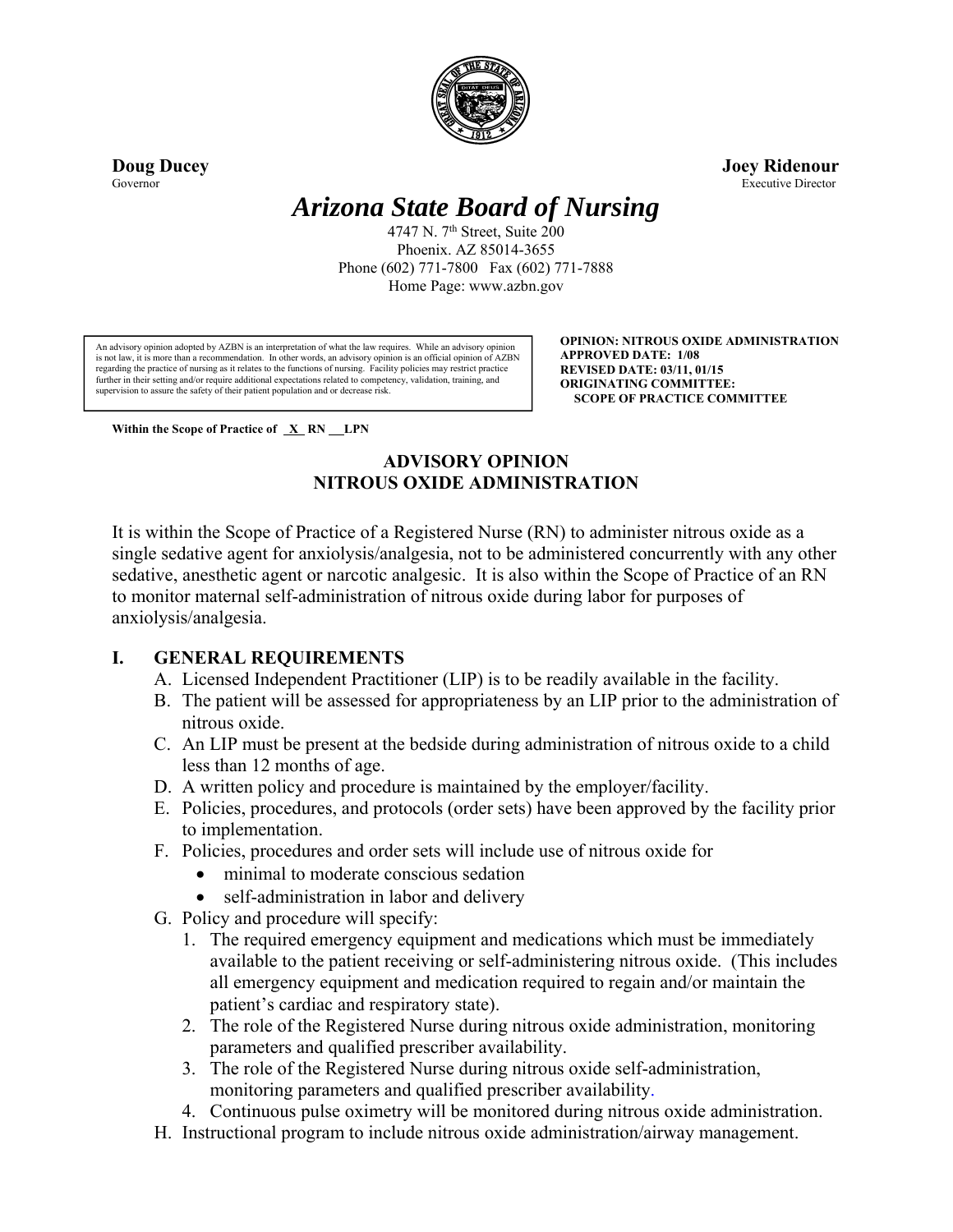**Doug Ducey**
Governor

**Joey Ridenour**
Executive Director

# *Arizona State Board of Nursing*

4747 N. 7th Street, Suite 200
Phoenix. AZ 85014-3655
Phone (602) 771-7800 Fax (602) 771-7888
Home Page: www.azbn.gov

> An advisory opinion adopted by AZBN is an interpretation of what the law requires. While an advisory opinion is not law, it is more than a recommendation. In other words, an advisory opinion is an official opinion of AZBN regarding the practice of nursing as it relates to the functions of nursing. Facility policies may restrict practice further in their setting and/or require additional expectations related to competency, validation, training, and supervision to assure the safety of their patient population and or decrease risk.

**OPINION: NITROUS OXIDE ADMINISTRATION**
**APPROVED DATE: 1/08**
**REVISED DATE: 03/11, 01/15**
**ORIGINATING COMMITTEE:**
**SCOPE OF PRACTICE COMMITTEE**

**Within the Scope of Practice of \_X\_ RN \_\_LPN**

## ADVISORY OPINION
## NITROUS OXIDE ADMINISTRATION

It is within the Scope of Practice of a Registered Nurse (RN) to administer nitrous oxide as a single sedative agent for anxiolysis/analgesia, not to be administered concurrently with any other sedative, anesthetic agent or narcotic analgesic. It is also within the Scope of Practice of an RN to monitor maternal self-administration of nitrous oxide during labor for purposes of anxiolysis/analgesia.

### I. GENERAL REQUIREMENTS

A. Licensed Independent Practitioner (LIP) is to be readily available in the facility.

B. The patient will be assessed for appropriateness by an LIP prior to the administration of nitrous oxide.

C. An LIP must be present at the bedside during administration of nitrous oxide to a child less than 12 months of age.

D. A written policy and procedure is maintained by the employer/facility.

E. Policies, procedures, and protocols (order sets) have been approved by the facility prior to implementation.

F. Policies, procedures and order sets will include use of nitrous oxide for
   - minimal to moderate conscious sedation
   - self-administration in labor and delivery

G. Policy and procedure will specify:
   1. The required emergency equipment and medications which must be immediately available to the patient receiving or self-administering nitrous oxide. (This includes all emergency equipment and medication required to regain and/or maintain the patient's cardiac and respiratory state).
   2. The role of the Registered Nurse during nitrous oxide administration, monitoring parameters and qualified prescriber availability.
   3. The role of the Registered Nurse during nitrous oxide self-administration, monitoring parameters and qualified prescriber availability.
   4. Continuous pulse oximetry will be monitored during nitrous oxide administration.

H. Instructional program to include nitrous oxide administration/airway management.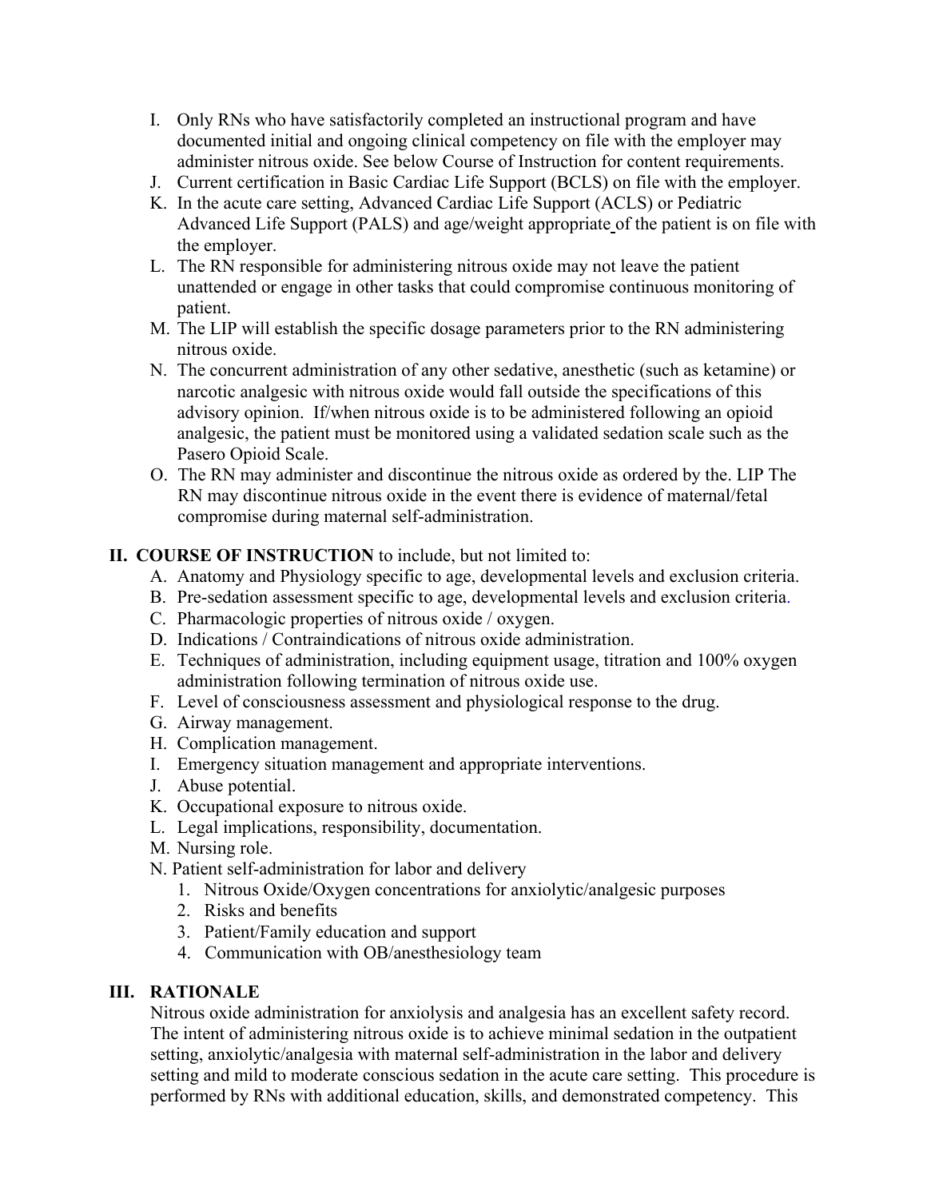I. Only RNs who have satisfactorily completed an instructional program and have documented initial and ongoing clinical competency on file with the employer may administer nitrous oxide. See below Course of Instruction for content requirements.

J. Current certification in Basic Cardiac Life Support (BCLS) on file with the employer.

K. In the acute care setting, Advanced Cardiac Life Support (ACLS) or Pediatric Advanced Life Support (PALS) and age/weight appropriate of the patient is on file with the employer.

L. The RN responsible for administering nitrous oxide may not leave the patient unattended or engage in other tasks that could compromise continuous monitoring of patient.

M. The LIP will establish the specific dosage parameters prior to the RN administering nitrous oxide.

N. The concurrent administration of any other sedative, anesthetic (such as ketamine) or narcotic analgesic with nitrous oxide would fall outside the specifications of this advisory opinion. If/when nitrous oxide is to be administered following an opioid analgesic, the patient must be monitored using a validated sedation scale such as the Pasero Opioid Scale.

O. The RN may administer and discontinue the nitrous oxide as ordered by the. LIP The RN may discontinue nitrous oxide in the event there is evidence of maternal/fetal compromise during maternal self-administration.

## II. COURSE OF INSTRUCTION to include, but not limited to:

A. Anatomy and Physiology specific to age, developmental levels and exclusion criteria.
B. Pre-sedation assessment specific to age, developmental levels and exclusion criteria.
C. Pharmacologic properties of nitrous oxide / oxygen.
D. Indications / Contraindications of nitrous oxide administration.
E. Techniques of administration, including equipment usage, titration and 100% oxygen administration following termination of nitrous oxide use.
F. Level of consciousness assessment and physiological response to the drug.
G. Airway management.
H. Complication management.
I. Emergency situation management and appropriate interventions.
J. Abuse potential.
K. Occupational exposure to nitrous oxide.
L. Legal implications, responsibility, documentation.
M. Nursing role.
N. Patient self-administration for labor and delivery
   1. Nitrous Oxide/Oxygen concentrations for anxiolytic/analgesic purposes
   2. Risks and benefits
   3. Patient/Family education and support
   4. Communication with OB/anesthesiology team

## III. RATIONALE

Nitrous oxide administration for anxiolysis and analgesia has an excellent safety record. The intent of administering nitrous oxide is to achieve minimal sedation in the outpatient setting, anxiolytic/analgesia with maternal self-administration in the labor and delivery setting and mild to moderate conscious sedation in the acute care setting. This procedure is performed by RNs with additional education, skills, and demonstrated competency. This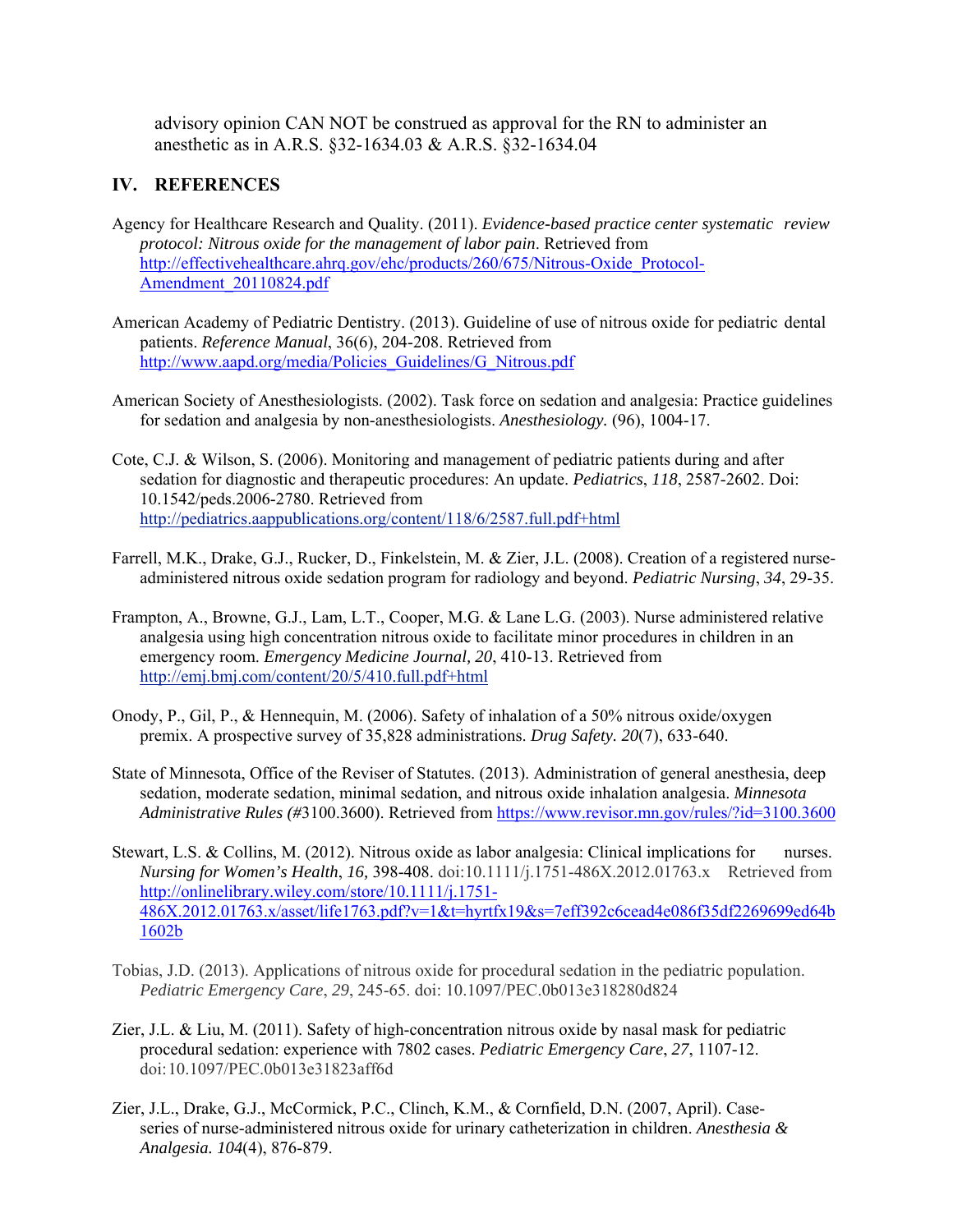advisory opinion CAN NOT be construed as approval for the RN to administer an anesthetic as in A.R.S. §32-1634.03 & A.R.S. §32-1634.04

## IV. REFERENCES

Agency for Healthcare Research and Quality. (2011). *Evidence-based practice center systematic review protocol: Nitrous oxide for the management of labor pain*. Retrieved from http://effectivehealthcare.ahrq.gov/ehc/products/260/675/Nitrous-Oxide_Protocol-Amendment_20110824.pdf

American Academy of Pediatric Dentistry. (2013). Guideline of use of nitrous oxide for pediatric dental patients. *Reference Manual*, 36(6), 204-208. Retrieved from http://www.aapd.org/media/Policies_Guidelines/G_Nitrous.pdf

American Society of Anesthesiologists. (2002). Task force on sedation and analgesia: Practice guidelines for sedation and analgesia by non-anesthesiologists. *Anesthesiology.* (96), 1004-17.

Cote, C.J. & Wilson, S. (2006). Monitoring and management of pediatric patients during and after sedation for diagnostic and therapeutic procedures: An update. *Pediatrics*, *118*, 2587-2602. Doi: 10.1542/peds.2006-2780. Retrieved from http://pediatrics.aappublications.org/content/118/6/2587.full.pdf+html

Farrell, M.K., Drake, G.J., Rucker, D., Finkelstein, M. & Zier, J.L. (2008). Creation of a registered nurse-administered nitrous oxide sedation program for radiology and beyond. *Pediatric Nursing*, *34*, 29-35.

Frampton, A., Browne, G.J., Lam, L.T., Cooper, M.G. & Lane L.G. (2003). Nurse administered relative analgesia using high concentration nitrous oxide to facilitate minor procedures in children in an emergency room. *Emergency Medicine Journal, 20*, 410-13. Retrieved from http://emj.bmj.com/content/20/5/410.full.pdf+html

Onody, P., Gil, P., & Hennequin, M. (2006). Safety of inhalation of a 50% nitrous oxide/oxygen premix. A prospective survey of 35,828 administrations. *Drug Safety. 20*(7), 633-640.

State of Minnesota, Office of the Reviser of Statutes. (2013). Administration of general anesthesia, deep sedation, moderate sedation, minimal sedation, and nitrous oxide inhalation analgesia. *Minnesota Administrative Rules (#*3100.3600). Retrieved from https://www.revisor.mn.gov/rules/?id=3100.3600

Stewart, L.S. & Collins, M. (2012). Nitrous oxide as labor analgesia: Clinical implications for nurses. *Nursing for Women's Health*, *16,* 398-408. doi:10.1111/j.1751-486X.2012.01763.x Retrieved from http://onlinelibrary.wiley.com/store/10.1111/j.1751-486X.2012.01763.x/asset/life1763.pdf?v=1&t=hyrtfx19&s=7eff392c6cead4e086f35df2269699ed64b1602b

Tobias, J.D. (2013). Applications of nitrous oxide for procedural sedation in the pediatric population. *Pediatric Emergency Care*, *29*, 245-65. doi: 10.1097/PEC.0b013e318280d824

Zier, J.L. & Liu, M. (2011). Safety of high-concentration nitrous oxide by nasal mask for pediatric procedural sedation: experience with 7802 cases. *Pediatric Emergency Care*, *27*, 1107-12. doi:10.1097/PEC.0b013e31823aff6d

Zier, J.L., Drake, G.J., McCormick, P.C., Clinch, K.M., & Cornfield, D.N. (2007, April). Case-series of nurse-administered nitrous oxide for urinary catheterization in children. *Anesthesia & Analgesia. 104*(4), 876-879.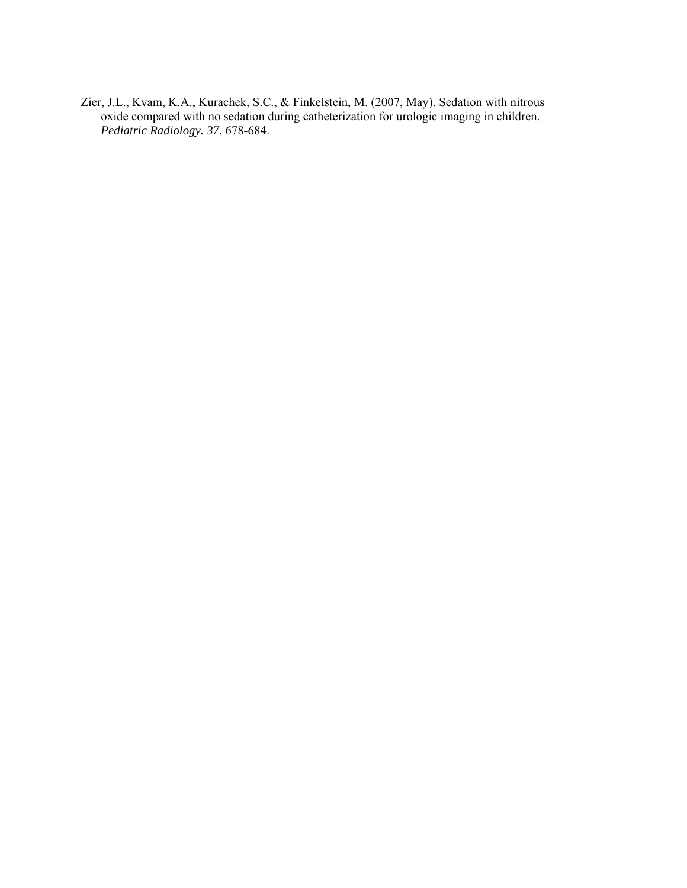Zier, J.L., Kvam, K.A., Kurachek, S.C., & Finkelstein, M. (2007, May). Sedation with nitrous oxide compared with no sedation during catheterization for urologic imaging in children. *Pediatric Radiology*. *37*, 678-684.